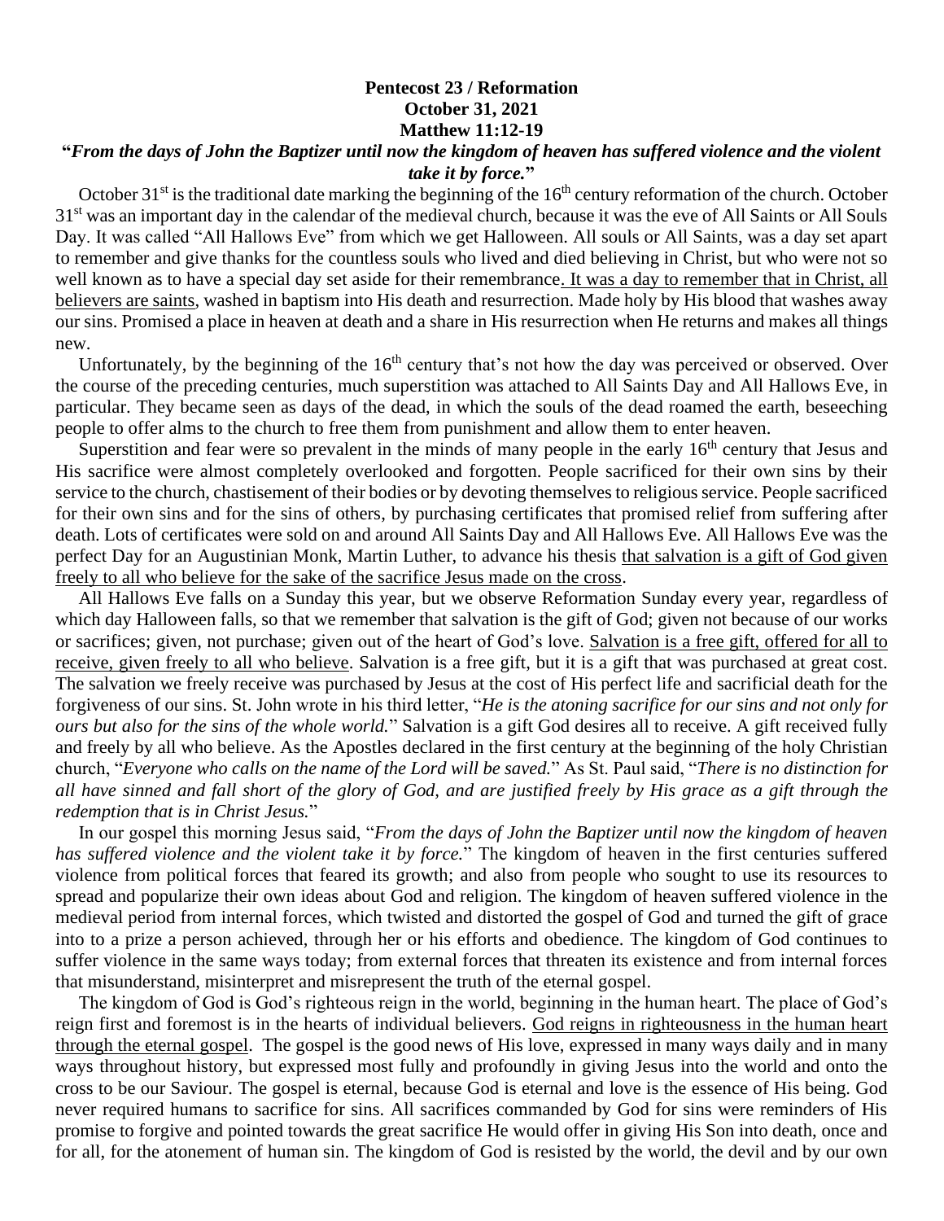**Pentecost 23 / Reformation**
**October 31, 2021**
**Matthew 11:12-19**

**"*From the days of John the Baptizer until now the kingdom of heaven has suffered violence and the violent take it by force.*"**

October 31st is the traditional date marking the beginning of the 16th century reformation of the church. October 31st was an important day in the calendar of the medieval church, because it was the eve of All Saints or All Souls Day. It was called "All Hallows Eve" from which we get Halloween. All souls or All Saints, was a day set apart to remember and give thanks for the countless souls who lived and died believing in Christ, but who were not so well known as to have a special day set aside for their remembrance. <u>It was a day to remember that in Christ, all believers are saints</u>, washed in baptism into His death and resurrection. Made holy by His blood that washes away our sins. Promised a place in heaven at death and a share in His resurrection when He returns and makes all things new.

Unfortunately, by the beginning of the 16th century that's not how the day was perceived or observed. Over the course of the preceding centuries, much superstition was attached to All Saints Day and All Hallows Eve, in particular. They became seen as days of the dead, in which the souls of the dead roamed the earth, beseeching people to offer alms to the church to free them from punishment and allow them to enter heaven.

Superstition and fear were so prevalent in the minds of many people in the early 16th century that Jesus and His sacrifice were almost completely overlooked and forgotten. People sacrificed for their own sins by their service to the church, chastisement of their bodies or by devoting themselves to religious service. People sacrificed for their own sins and for the sins of others, by purchasing certificates that promised relief from suffering after death. Lots of certificates were sold on and around All Saints Day and All Hallows Eve. All Hallows Eve was the perfect Day for an Augustinian Monk, Martin Luther, to advance his thesis <u>that salvation is a gift of God given freely to all who believe for the sake of the sacrifice Jesus made on the cross</u>.

All Hallows Eve falls on a Sunday this year, but we observe Reformation Sunday every year, regardless of which day Halloween falls, so that we remember that salvation is the gift of God; given not because of our works or sacrifices; given, not purchase; given out of the heart of God's love. <u>Salvation is a free gift, offered for all to receive, given freely to all who believe</u>. Salvation is a free gift, but it is a gift that was purchased at great cost. The salvation we freely receive was purchased by Jesus at the cost of His perfect life and sacrificial death for the forgiveness of our sins. St. John wrote in his third letter, "*He is the atoning sacrifice for our sins and not only for ours but also for the sins of the whole world.*" Salvation is a gift God desires all to receive. A gift received fully and freely by all who believe. As the Apostles declared in the first century at the beginning of the holy Christian church, "*Everyone who calls on the name of the Lord will be saved.*" As St. Paul said, "*There is no distinction for all have sinned and fall short of the glory of God, and are justified freely by His grace as a gift through the redemption that is in Christ Jesus.*"

In our gospel this morning Jesus said, "*From the days of John the Baptizer until now the kingdom of heaven has suffered violence and the violent take it by force.*" The kingdom of heaven in the first centuries suffered violence from political forces that feared its growth; and also from people who sought to use its resources to spread and popularize their own ideas about God and religion. The kingdom of heaven suffered violence in the medieval period from internal forces, which twisted and distorted the gospel of God and turned the gift of grace into to a prize a person achieved, through her or his efforts and obedience. The kingdom of God continues to suffer violence in the same ways today; from external forces that threaten its existence and from internal forces that misunderstand, misinterpret and misrepresent the truth of the eternal gospel.

The kingdom of God is God's righteous reign in the world, beginning in the human heart. The place of God's reign first and foremost is in the hearts of individual believers. <u>God reigns in righteousness in the human heart through the eternal gospel</u>. The gospel is the good news of His love, expressed in many ways daily and in many ways throughout history, but expressed most fully and profoundly in giving Jesus into the world and onto the cross to be our Saviour. The gospel is eternal, because God is eternal and love is the essence of His being. God never required humans to sacrifice for sins. All sacrifices commanded by God for sins were reminders of His promise to forgive and pointed towards the great sacrifice He would offer in giving His Son into death, once and for all, for the atonement of human sin. The kingdom of God is resisted by the world, the devil and by our own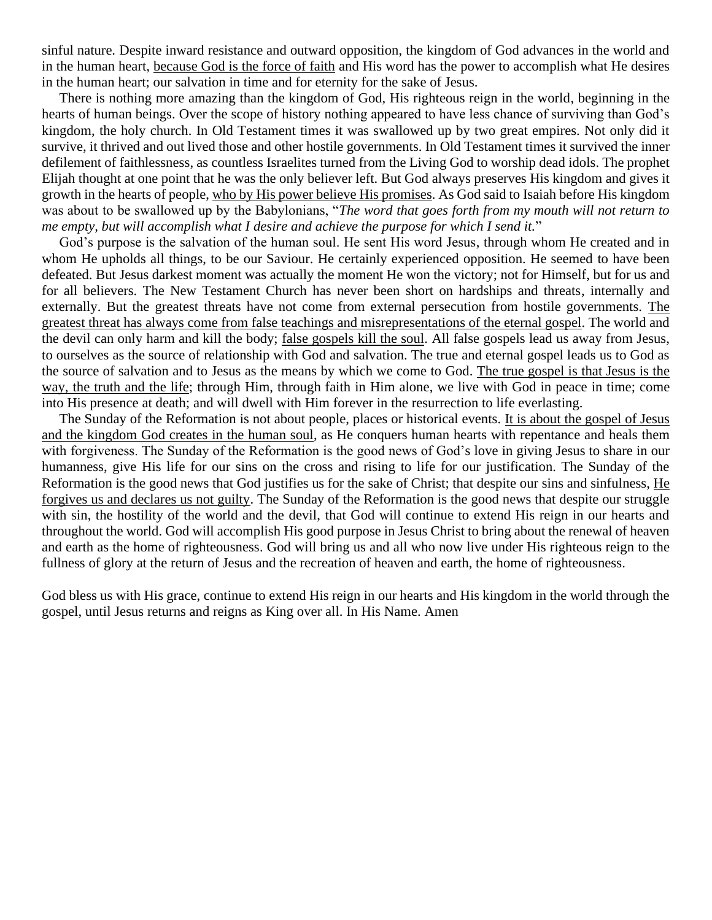sinful nature. Despite inward resistance and outward opposition, the kingdom of God advances in the world and in the human heart, <u>because God is the force of faith</u> and His word has the power to accomplish what He desires in the human heart; our salvation in time and for eternity for the sake of Jesus.

There is nothing more amazing than the kingdom of God, His righteous reign in the world, beginning in the hearts of human beings. Over the scope of history nothing appeared to have less chance of surviving than God's kingdom, the holy church. In Old Testament times it was swallowed up by two great empires. Not only did it survive, it thrived and out lived those and other hostile governments. In Old Testament times it survived the inner defilement of faithlessness, as countless Israelites turned from the Living God to worship dead idols. The prophet Elijah thought at one point that he was the only believer left. But God always preserves His kingdom and gives it growth in the hearts of people, <u>who by His power believe His promises</u>. As God said to Isaiah before His kingdom was about to be swallowed up by the Babylonians, "*The word that goes forth from my mouth will not return to me empty, but will accomplish what I desire and achieve the purpose for which I send it.*"

God's purpose is the salvation of the human soul. He sent His word Jesus, through whom He created and in whom He upholds all things, to be our Saviour. He certainly experienced opposition. He seemed to have been defeated. But Jesus darkest moment was actually the moment He won the victory; not for Himself, but for us and for all believers. The New Testament Church has never been short on hardships and threats, internally and externally. But the greatest threats have not come from external persecution from hostile governments. <u>The greatest threat has always come from false teachings and misrepresentations of the eternal gospel</u>. The world and the devil can only harm and kill the body; <u>false gospels kill the soul</u>. All false gospels lead us away from Jesus, to ourselves as the source of relationship with God and salvation. The true and eternal gospel leads us to God as the source of salvation and to Jesus as the means by which we come to God. <u>The true gospel is that Jesus is the way, the truth and the life</u>; through Him, through faith in Him alone, we live with God in peace in time; come into His presence at death; and will dwell with Him forever in the resurrection to life everlasting.

The Sunday of the Reformation is not about people, places or historical events. <u>It is about the gospel of Jesus and the kingdom God creates in the human soul</u>, as He conquers human hearts with repentance and heals them with forgiveness. The Sunday of the Reformation is the good news of God's love in giving Jesus to share in our humanness, give His life for our sins on the cross and rising to life for our justification. The Sunday of the Reformation is the good news that God justifies us for the sake of Christ; that despite our sins and sinfulness, <u>He forgives us and declares us not guilty</u>. The Sunday of the Reformation is the good news that despite our struggle with sin, the hostility of the world and the devil, that God will continue to extend His reign in our hearts and throughout the world. God will accomplish His good purpose in Jesus Christ to bring about the renewal of heaven and earth as the home of righteousness. God will bring us and all who now live under His righteous reign to the fullness of glory at the return of Jesus and the recreation of heaven and earth, the home of righteousness.

God bless us with His grace, continue to extend His reign in our hearts and His kingdom in the world through the gospel, until Jesus returns and reigns as King over all. In His Name. Amen